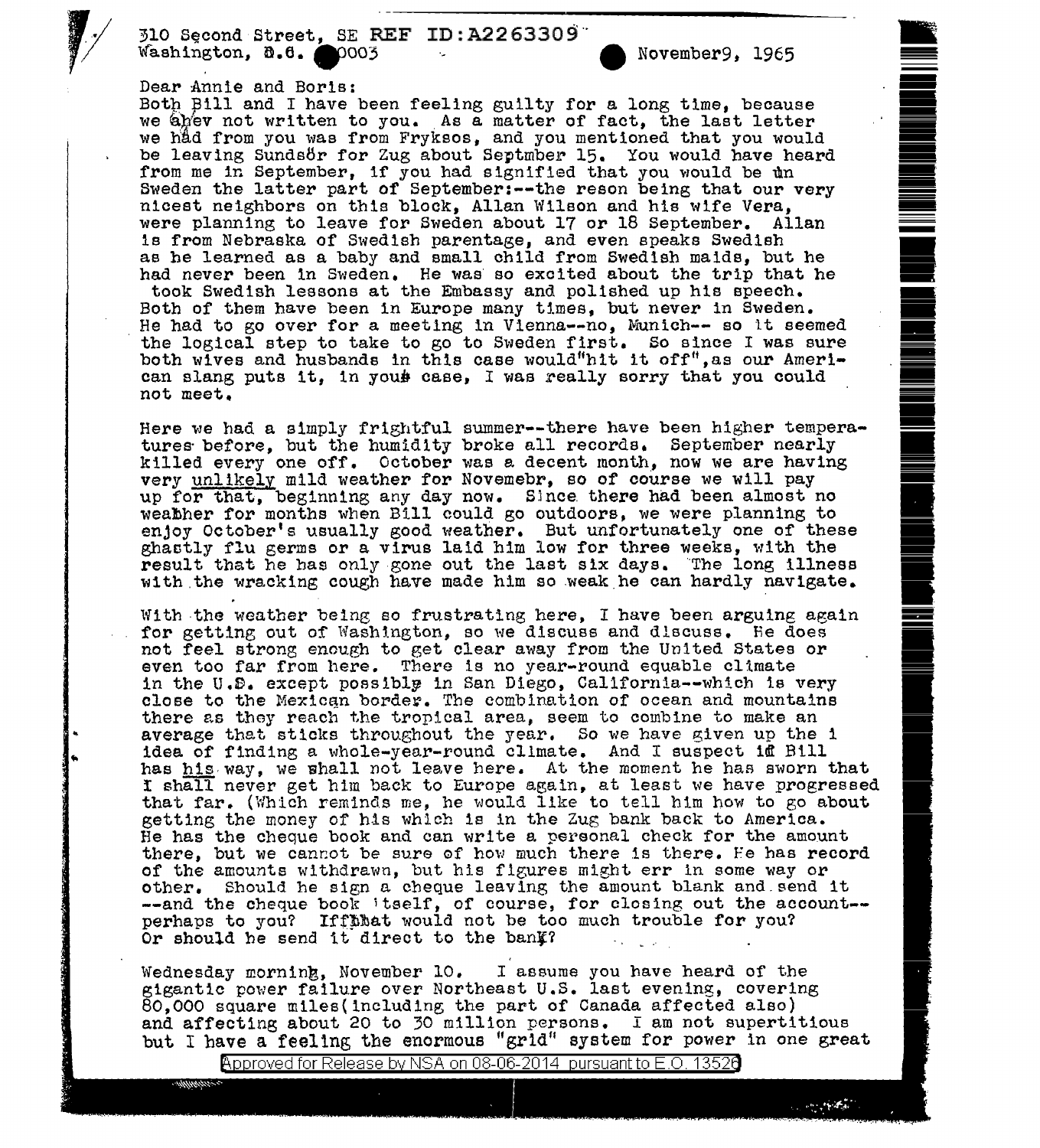310 Second Street, SE REF ID:A2263309
Washington, D.C. 20003

November9, 1965

Dear Annie and Boris:
Both Bill and I have been feeling guilty for a long time, because we ahev not written to you. As a matter of fact, the last letter we had from you was from Fryksos, and you mentioned that you would be leaving Sundsör for Zug about Septmber 15. You would have heard from me in September, if you had signified that you would be in Sweden the latter part of September:--the reson being that our very nicest neighbors on this block, Allan Wilson and his wife Vera, were planning to leave for Sweden about 17 or 18 September. Allan is from Nebraska of Swedish parentage, and even speaks Swedish as he learned as a baby and small child from Swedish maids, but he had never been in Sweden. He was so excited about the trip that he took Swedish lessons at the Embassy and polished up his speech. Both of them have been in Europe many times, but never in Sweden. He had to go over for a meeting in Vienna--no, Munich-- so it seemed the logical step to take to go to Sweden first. So since I was sure both wives and husbands in this case would"hit it off",as our American slang puts it, in your case, I was really sorry that you could not meet.

Here we had a simply frightful summer--there have been higher temperatures before, but the humidity broke all records. September nearly killed every one off. October was a decent month, now we are having very unlikely mild weather for Novemebr, so of course we will pay up for that, beginning any day now. Since there had been almost no weather for months when Bill could go outdoors, we were planning to enjoy October's usually good weather. But unfortunately one of these ghastly flu germs or a virus laid him low for three weeks, with the result that he has only gone out the last six days. The long illness with the wracking cough have made him so weak he can hardly navigate.

With the weather being so frustrating here, I have been arguing again for getting out of Washington, so we discuss and discuss. He does not feel strong enough to get clear away from the United States or even too far from here. There is no year-round equable climate in the U.S. except possibly in San Diego, California--which is very close to the Mexican border. The combination of ocean and mountains there as they reach the tropical area, seem to combine to make an average that sticks throughout the year. So we have given up the i idea of finding a whole-year-round climate. And I suspect if Bill has his way, we shall not leave here. At the moment he has sworn that I shall never get him back to Europe again, at least we have progressed that far. (Which reminds me, he would like to tell him how to go about getting the money of his which is in the Zug bank back to America. He has the cheque book and can write a personal check for the amount there, but we cannot be sure of how much there is there. He has record of the amounts withdrawn, but his figures might err in some way or other. Should he sign a cheque leaving the amount blank and send it --and the cheque book itself, of course, for closing out the account-- perhaps to you? Iffthat would not be too much trouble for you? Or should he send it direct to the bank?

Wednesday morning, November 10. I assume you have heard of the gigantic power failure over Northeast U.S. last evening, covering 80,000 square miles(including the part of Canada affected also) and affecting about 20 to 30 million persons. I am not supertitious but I have a feeling the enormous "grid" system for power in one great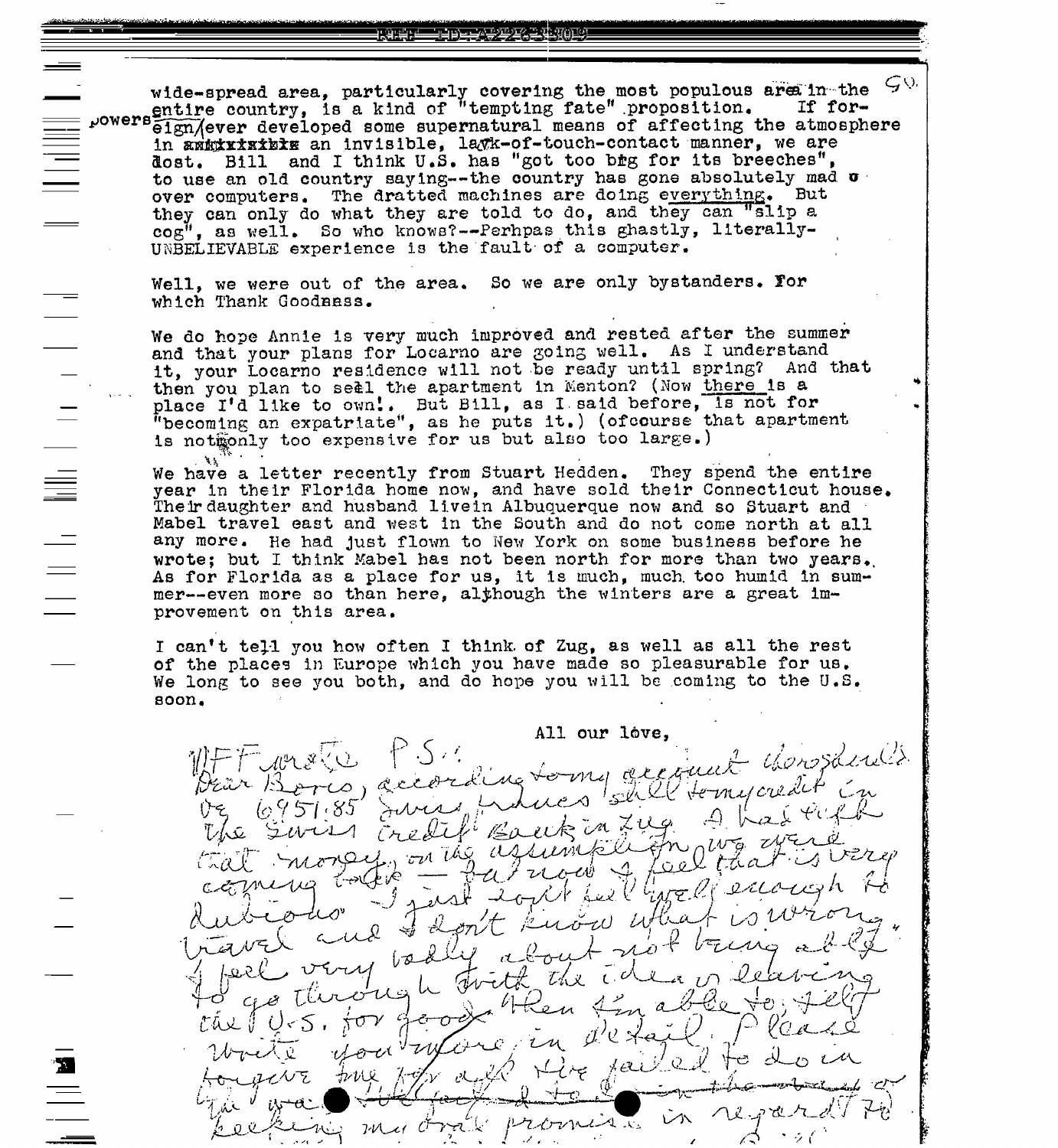wide-spread area, particularly covering the most populous area in the entire country, is a kind of "tempting fate" proposition. If foreign powers ever developed some supernatural means of affecting the atmosphere in an invisible, lack-of-touch-contact manner, we are lost. Bill and I think U.S. has "got too big for its breeches", to use an old country saying--the country has gone absolutely mad over computers. The dratted machines are doing everything. But they can only do what they are told to do, and they can "slip a cog", as well. So who knows?--Perhpas this ghastly, literally-UNBELIEVABLE experience is the fault of a computer.

Well, we were out of the area. So we are only bystanders. For which Thank Goodness.

We do hope Annie is very much improved and rested after the summer and that your plans for Locarno are going well. As I understand it, your Locarno residence will not be ready until spring? And that then you plan to sell the apartment in Menton? (Now there is a place I'd like to own!. But Bill, as I said before, is not for "becoming an expatriate", as he puts it.) (ofcourse that apartment is not only too expensive for us but also too large.)

We have a letter recently from Stuart Hedden. They spend the entire year in their Florida home now, and have sold their Connecticut house. Their daughter and husband livein Albuquerque now and so Stuart and Mabel travel east and west in the South and do not come north at all any more. He had just flown to New York on some business before he wrote; but I think Mabel has not been north for more than two years. As for Florida as a place for us, it is much, much too humid in summer--even more so than here, although the winters are a great improvement on this area.

I can't tell you how often I think of Zug, as well as all the rest of the places in Europe which you have made so pleasurable for us. We long to see you both, and do hope you will be coming to the U.S. soon.

All our love,

WFF wrote P.S.: Dear Boris, according to my account there's still to my credit in Zug 6951.85 Swiss francs in the Swiss Credit Bank in Zug. I had left that money on the assumption we were coming back — but now I feel that is very dubious. I just don't feel well enough to travel and I don't know what is wrong. I feel very badly about not being able to go through with the idea of leaving the U.S. for good. When I'm able to, I'll write you more in detail. Please forgive me for all I've failed to do in the way ~~of~~ ~~to~~ in the way of keeping my oral promises in regard to